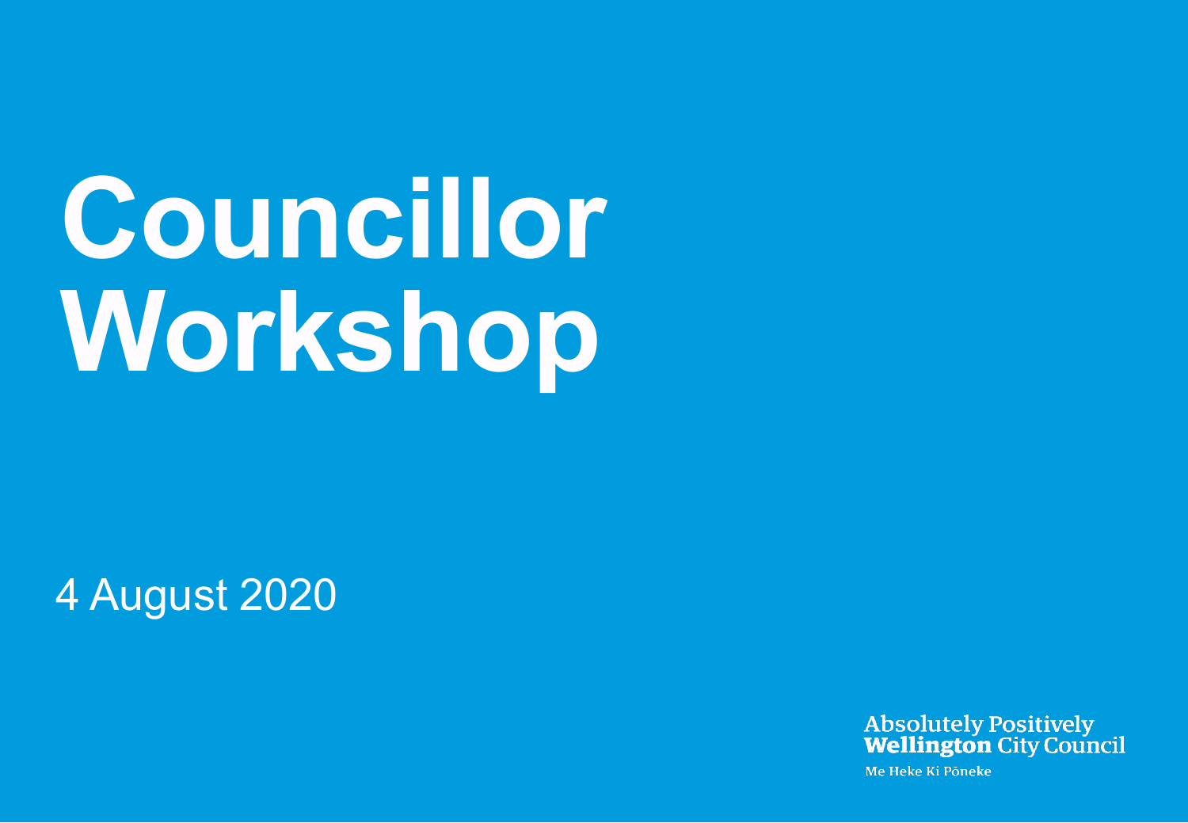# Councillor Workshop

4 August 2020

Absolutely Positively
**Wellington** City Council

Me Heke Ki Pōneke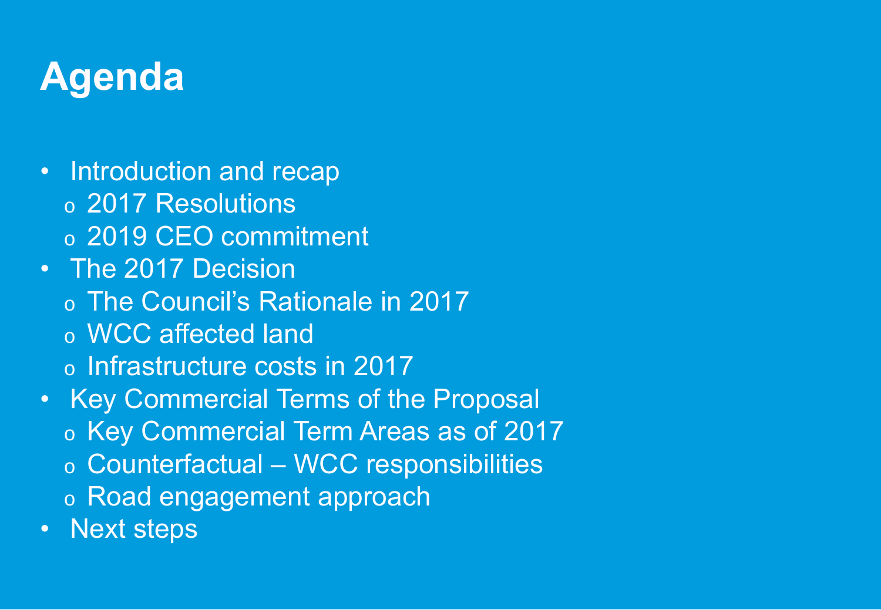# Agenda

- Introduction and recap
  - 2017 Resolutions
  - 2019 CEO commitment
- The 2017 Decision
  - The Council's Rationale in 2017
  - WCC affected land
  - Infrastructure costs in 2017
- Key Commercial Terms of the Proposal
  - Key Commercial Term Areas as of 2017
  - Counterfactual – WCC responsibilities
  - Road engagement approach
- Next steps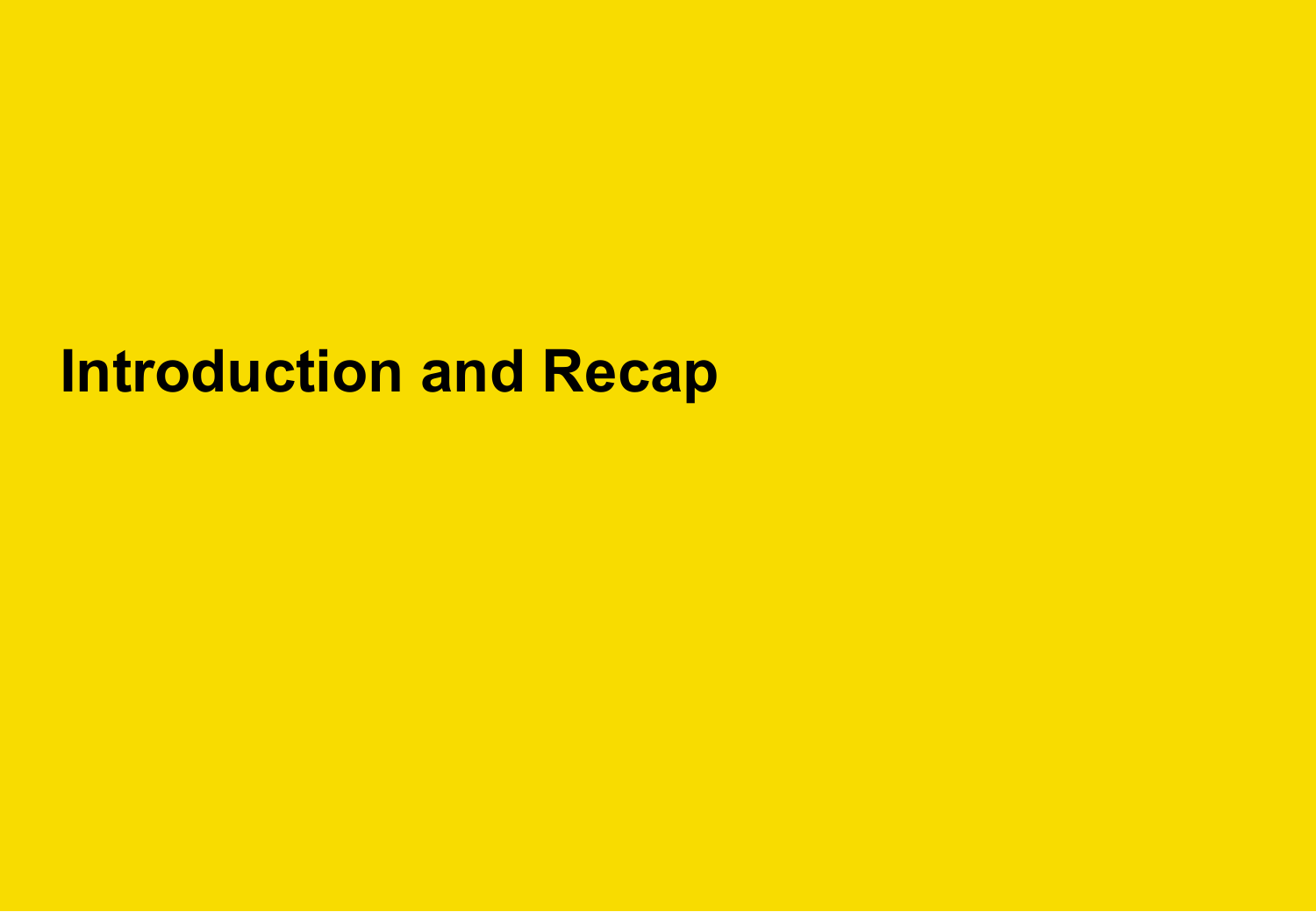# Introduction and Recap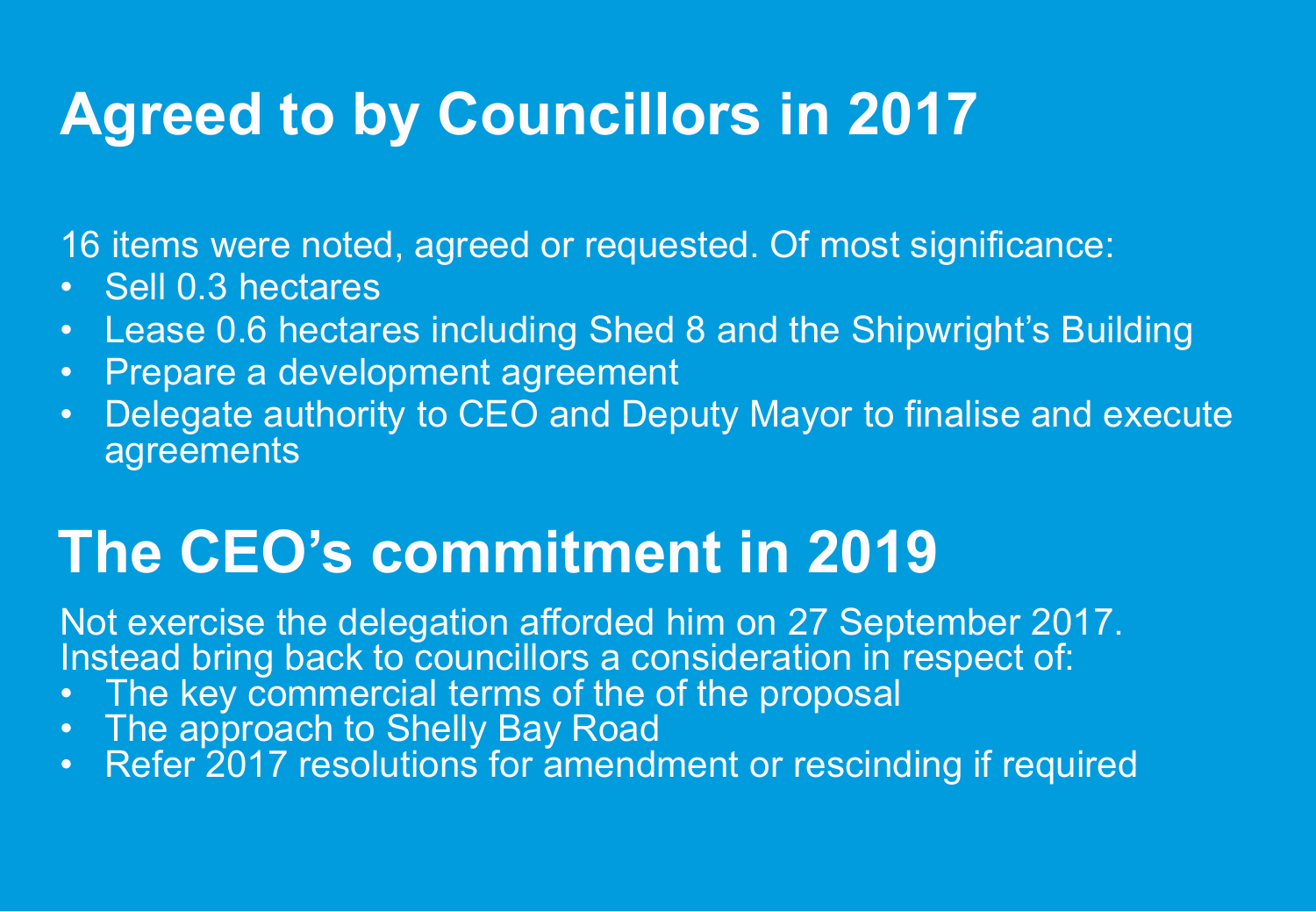# Agreed to by Councillors in 2017

16 items were noted, agreed or requested. Of most significance:

- Sell 0.3 hectares
- Lease 0.6 hectares including Shed 8 and the Shipwright's Building
- Prepare a development agreement
- Delegate authority to CEO and Deputy Mayor to finalise and execute agreements

# The CEO's commitment in 2019

Not exercise the delegation afforded him on 27 September 2017. Instead bring back to councillors a consideration in respect of:

- The key commercial terms of the of the proposal
- The approach to Shelly Bay Road
- Refer 2017 resolutions for amendment or rescinding if required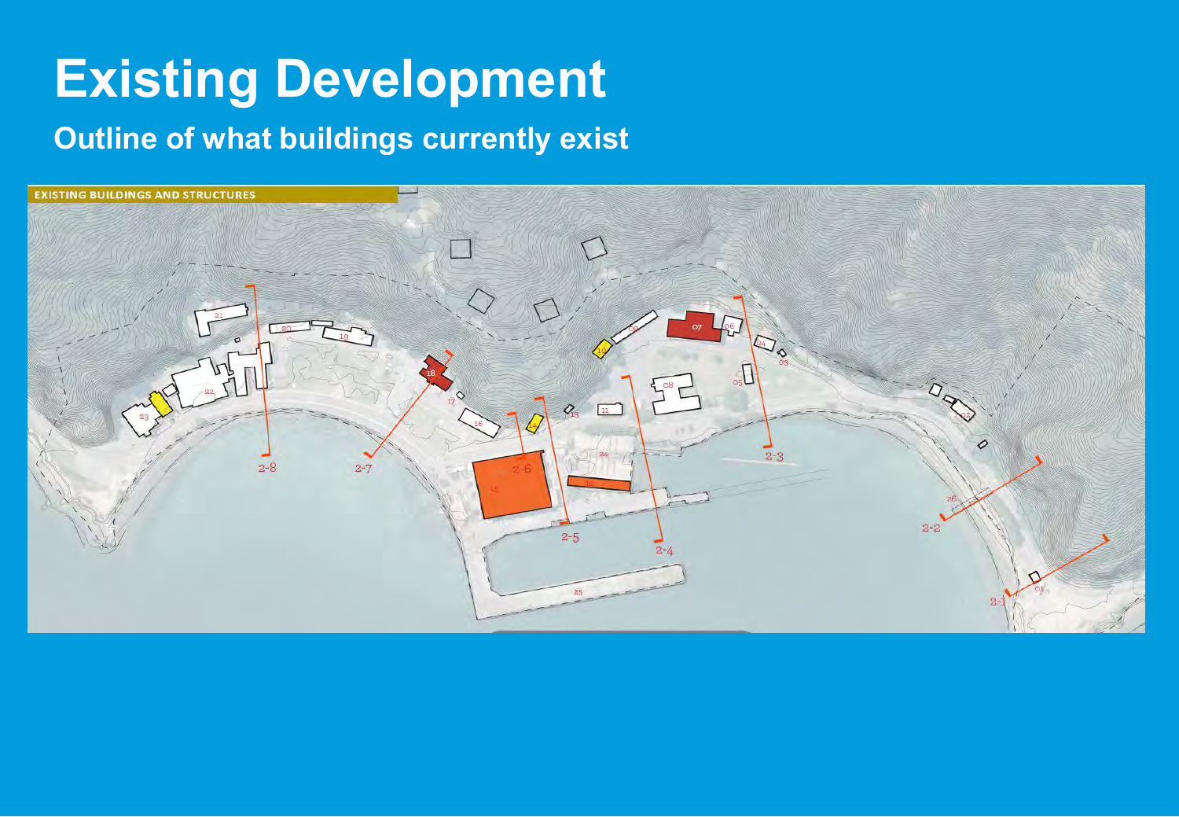# Existing Development

## Outline of what buildings currently exist

EXISTING BUILDINGS AND STRUCTURES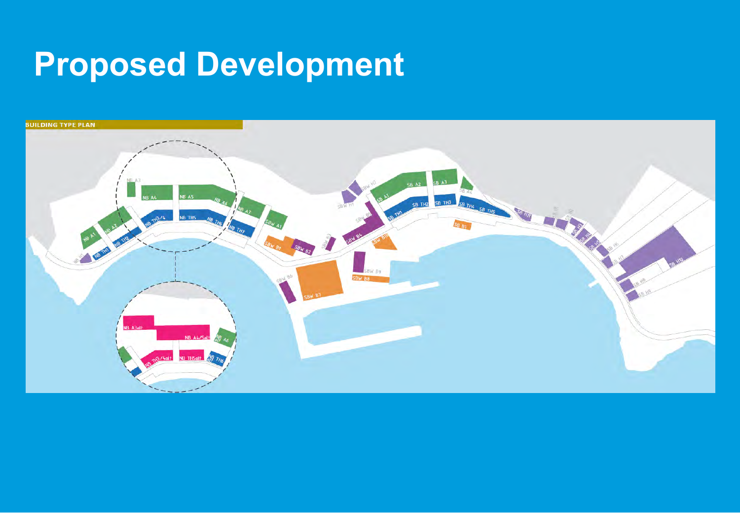# Proposed Development

BUILDING TYPE PLAN

NB A3 NB A4 NB A5 NB A6 NB A7 SBW A1 NB A1 NB A2 NB TH1 NB TH2 NB TH3/4 NB TH5 NB TH6 NB TH7 NB H1 SBW B1 SBW B2 SBW B3 SBW B4 SBW B5 SBW B6 SBW B7 SBW B8 SBW B9 SBW B10 SBW H1 SBW H2 SB A1 SB A2 SB A3 SB A4 SB TH1 SB TH2 SB TH3 SB TH4 SB TH5 SB B1 SB H1 SB H2 SB H3 SB H4 SB H5 SB H6 SB H7 SB H8 SB H9 SB H10 SB H11

NB A3alt NB A4/5alt NB A6 alt NB TH3/4alt NB TH5alt NB TH6 alt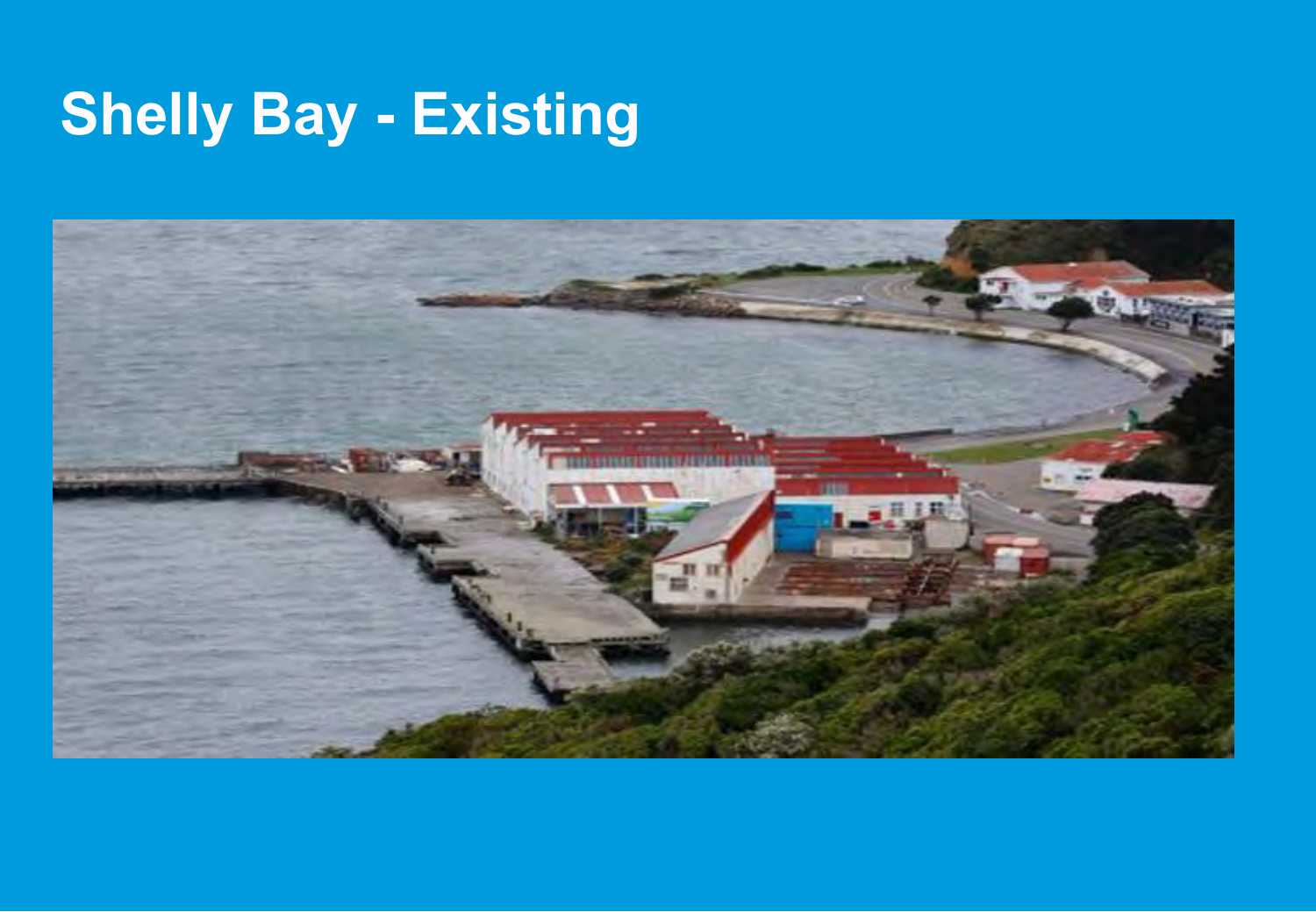# Shelly Bay - Existing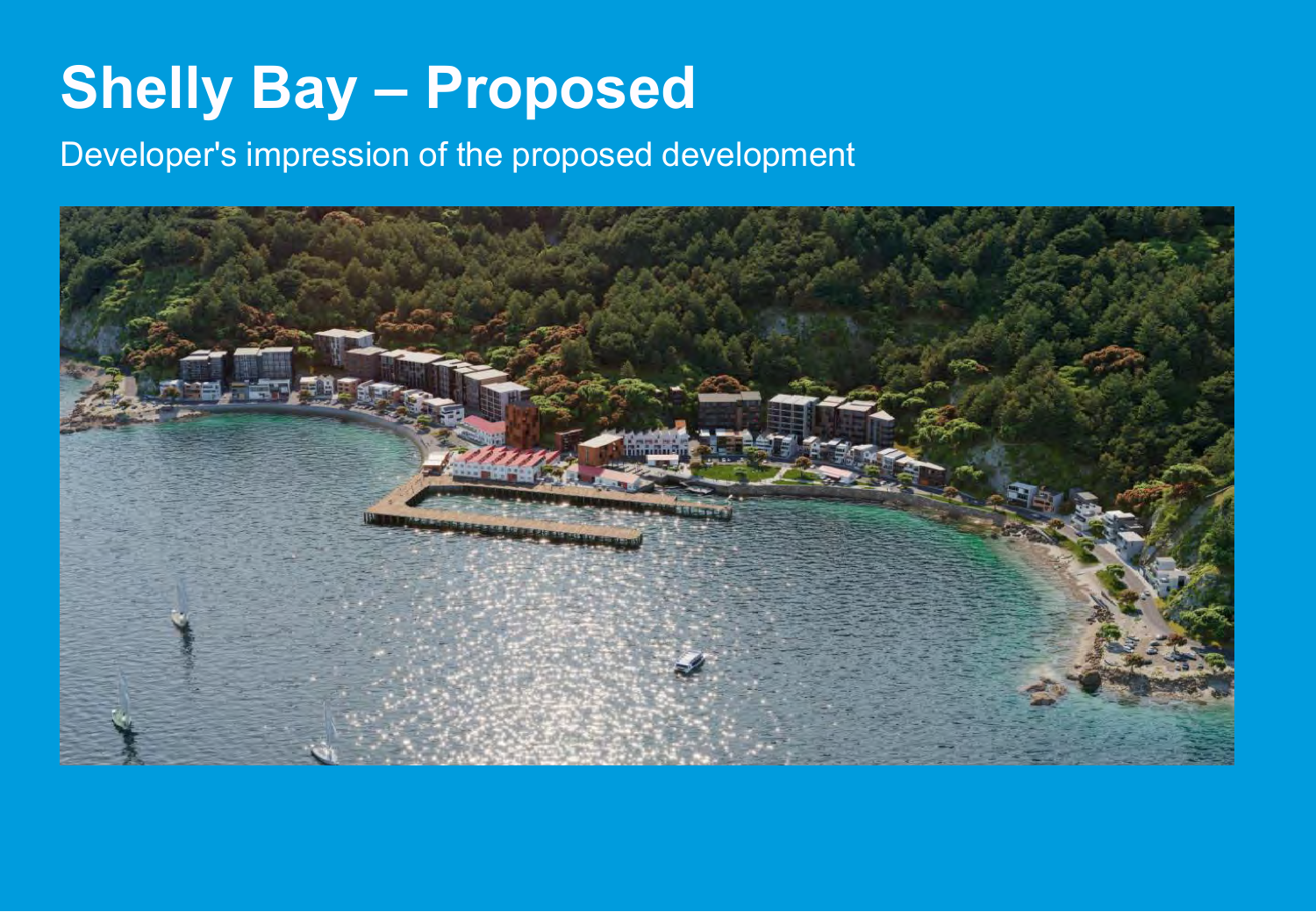# Shelly Bay – Proposed

Developer's impression of the proposed development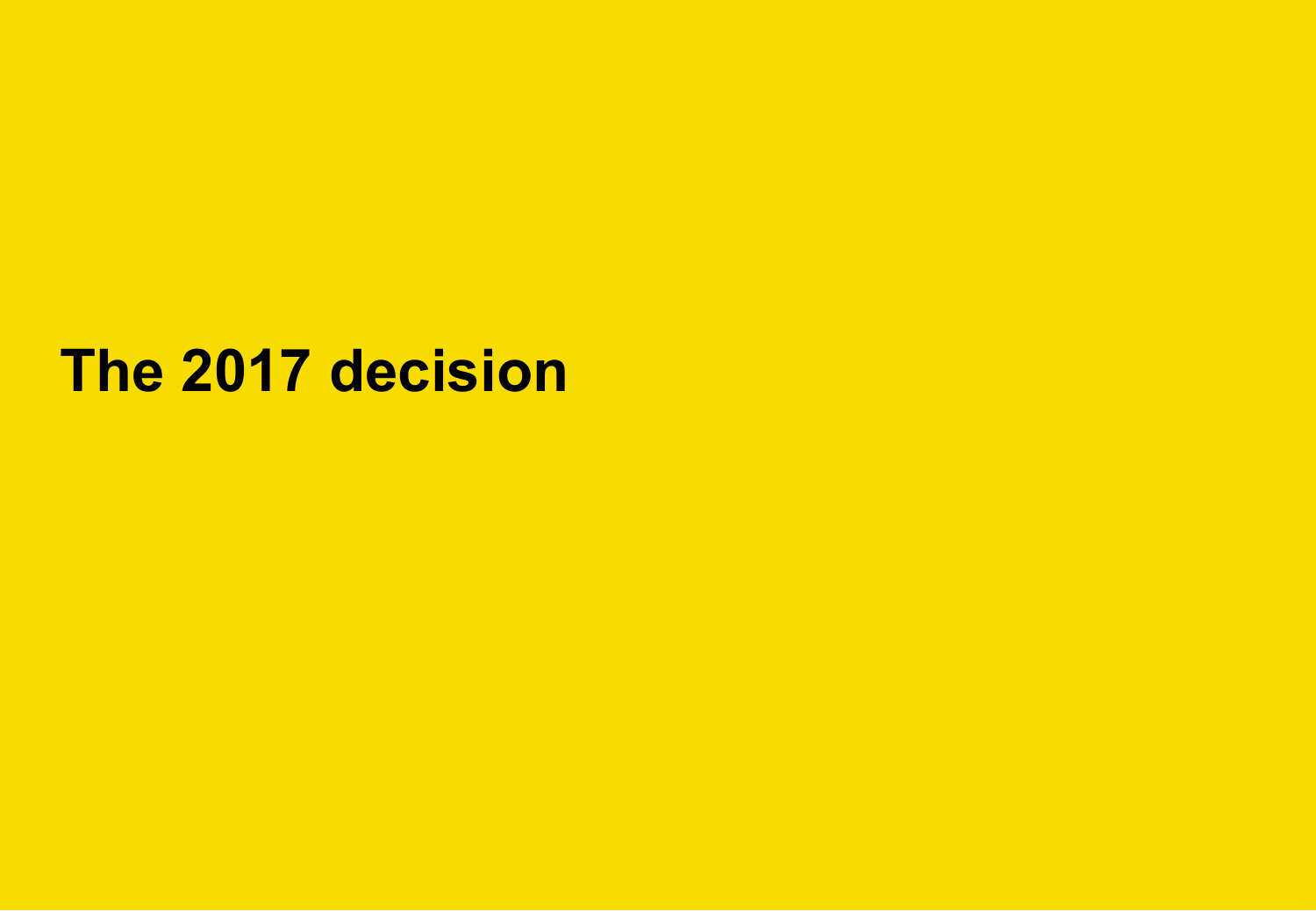# The 2017 decision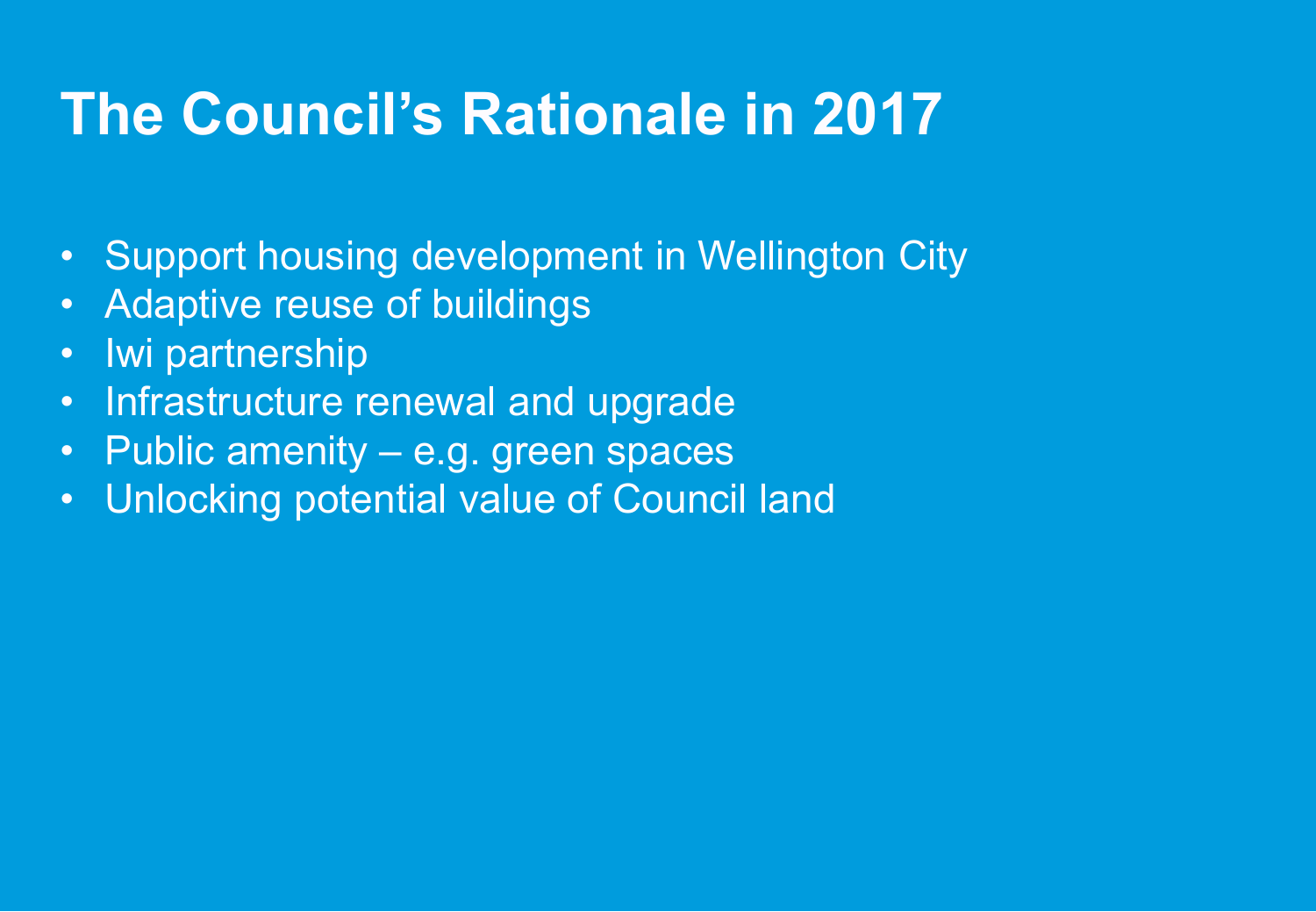# The Council's Rationale in 2017

- Support housing development in Wellington City
- Adaptive reuse of buildings
- Iwi partnership
- Infrastructure renewal and upgrade
- Public amenity – e.g. green spaces
- Unlocking potential value of Council land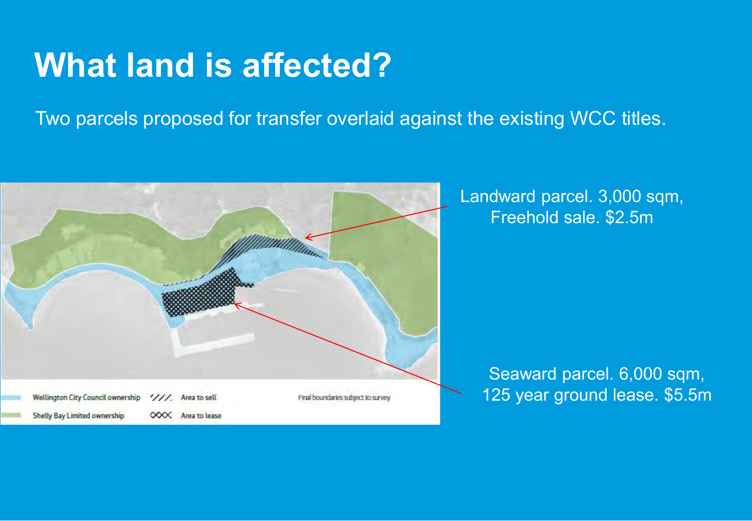# What land is affected?

Two parcels proposed for transfer overlaid against the existing WCC titles.

Wellington City Council ownership

Shelly Bay Limited ownership

Area to sell

Area to lease

Final boundaries subject to survey

Landward parcel. 3,000 sqm, Freehold sale. $2.5m

Seaward parcel. 6,000 sqm, 125 year ground lease. $5.5m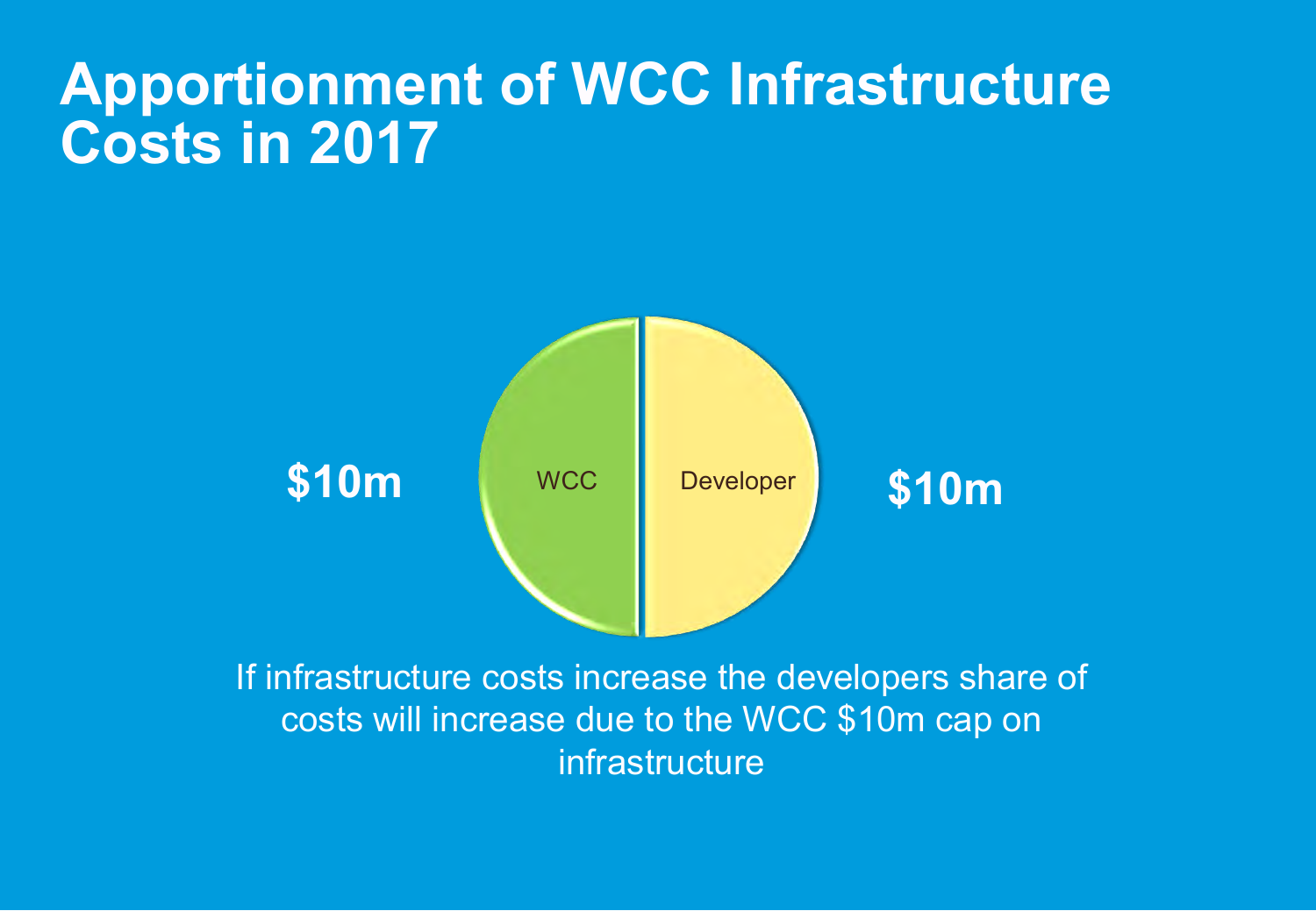# Apportionment of WCC Infrastructure Costs in 2017

$10m

WCC

Developer

$10m

If infrastructure costs increase the developers share of costs will increase due to the WCC $10m cap on infrastructure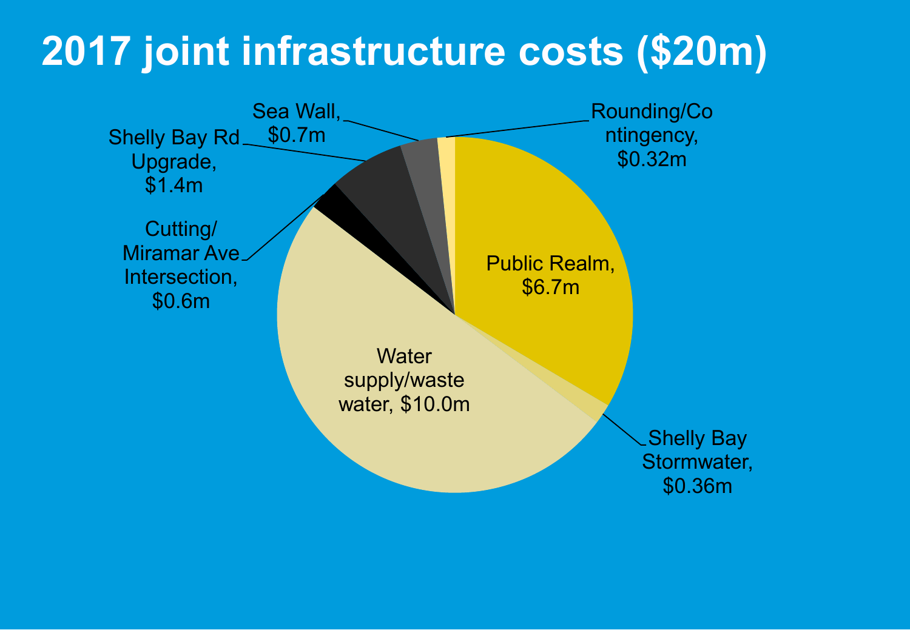# 2017 joint infrastructure costs ($20m)

- Public Realm, $6.7m
- Shelly Bay Stormwater, $0.36m
- Water supply/waste water, $10.0m
- Cutting/ Miramar Ave Intersection, $0.6m
- Shelly Bay Rd Upgrade, $1.4m
- Sea Wall, $0.7m
- Rounding/Contingency, $0.32m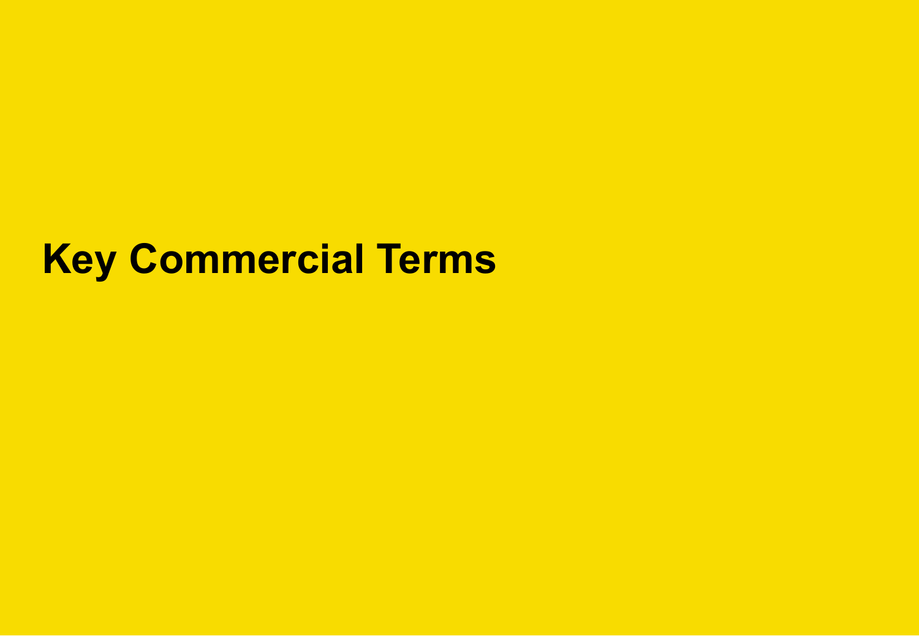# Key Commercial Terms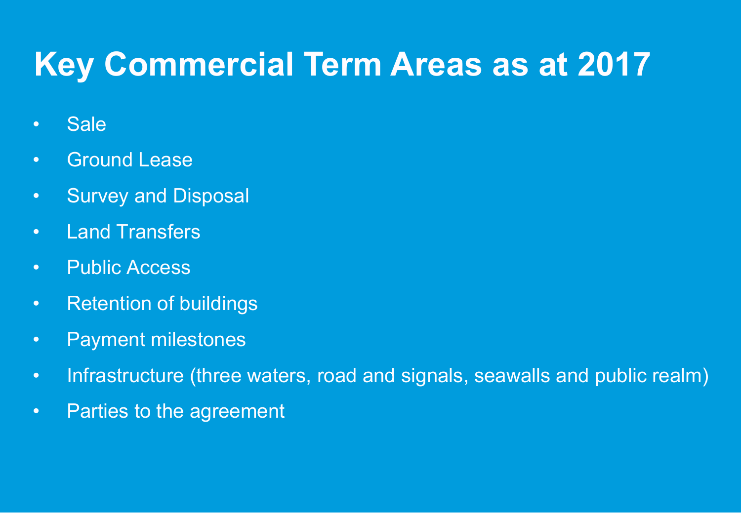# Key Commercial Term Areas as at 2017

- Sale
- Ground Lease
- Survey and Disposal
- Land Transfers
- Public Access
- Retention of buildings
- Payment milestones
- Infrastructure (three waters, road and signals, seawalls and public realm)
- Parties to the agreement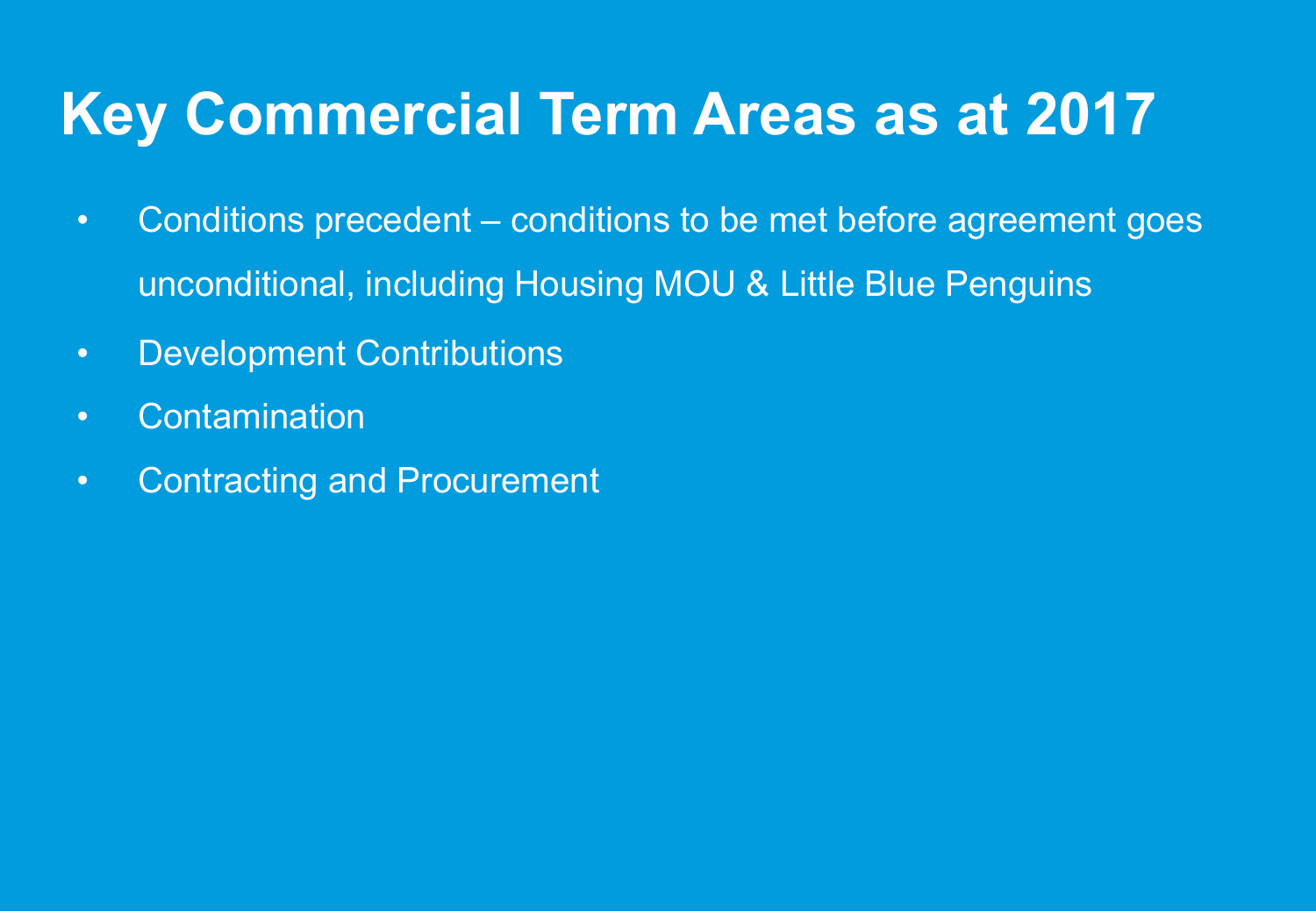# Key Commercial Term Areas as at 2017

- Conditions precedent – conditions to be met before agreement goes unconditional, including Housing MOU & Little Blue Penguins
- Development Contributions
- Contamination
- Contracting and Procurement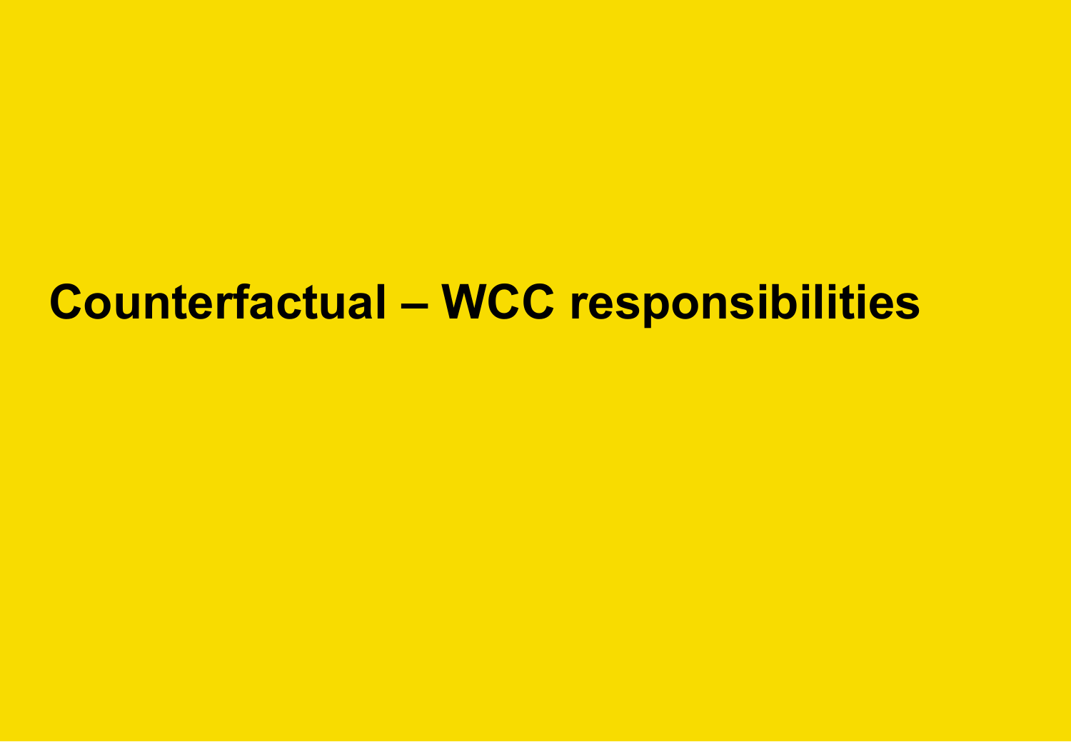# Counterfactual – WCC responsibilities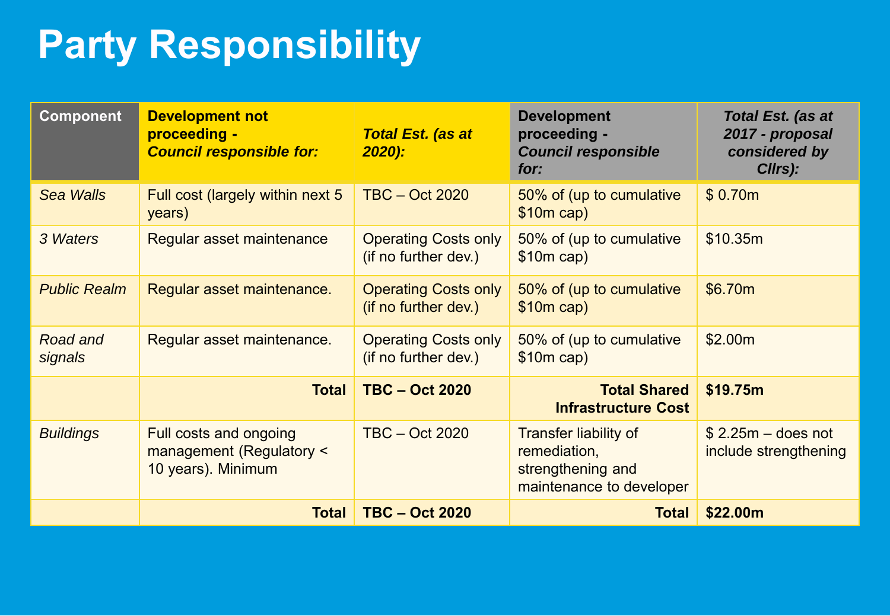# Party Responsibility

| Component | Development not proceeding - *Council responsible for:* | *Total Est. (as at 2020):* | Development proceeding - *Council responsible for:* | *Total Est. (as at 2017 - proposal considered by Cllrs):* |
|---|---|---|---|---|
| *Sea Walls* | Full cost (largely within next 5 years) | TBC – Oct 2020 | 50% of (up to cumulative $10m cap) | $ 0.70m |
| *3 Waters* | Regular asset maintenance | Operating Costs only (if no further dev.) | 50% of (up to cumulative $10m cap) | $10.35m |
| *Public Realm* | Regular asset maintenance. | Operating Costs only (if no further dev.) | 50% of (up to cumulative $10m cap) | $6.70m |
| *Road and signals* | Regular asset maintenance. | Operating Costs only (if no further dev.) | 50% of (up to cumulative $10m cap) | $2.00m |
| | **Total** | **TBC – Oct 2020** | **Total Shared Infrastructure Cost** | **$19.75m** |
| *Buildings* | Full costs and ongoing management (Regulatory < 10 years). Minimum | TBC – Oct 2020 | Transfer liability of remediation, strengthening and maintenance to developer | $ 2.25m – does not include strengthening |
| | **Total** | **TBC – Oct 2020** | **Total** | **$22.00m** |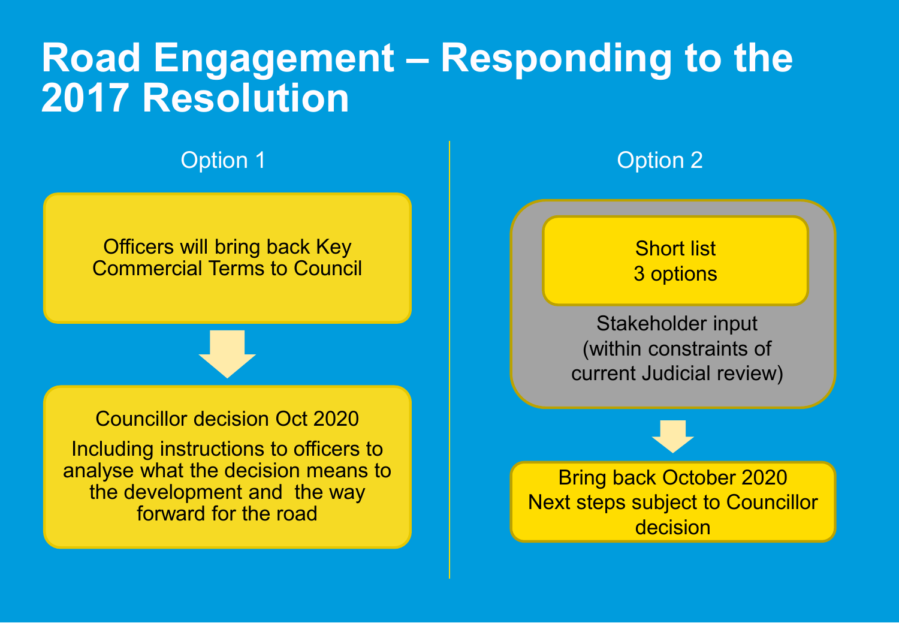# Road Engagement – Responding to the 2017 Resolution

## Option 1

Officers will bring back Key Commercial Terms to Council

↓

Councillor decision Oct 2020

Including instructions to officers to analyse what the decision means to the development and the way forward for the road

## Option 2

Short list
3 options

Stakeholder input (within constraints of current Judicial review)

↓

Bring back October 2020
Next steps subject to Councillor decision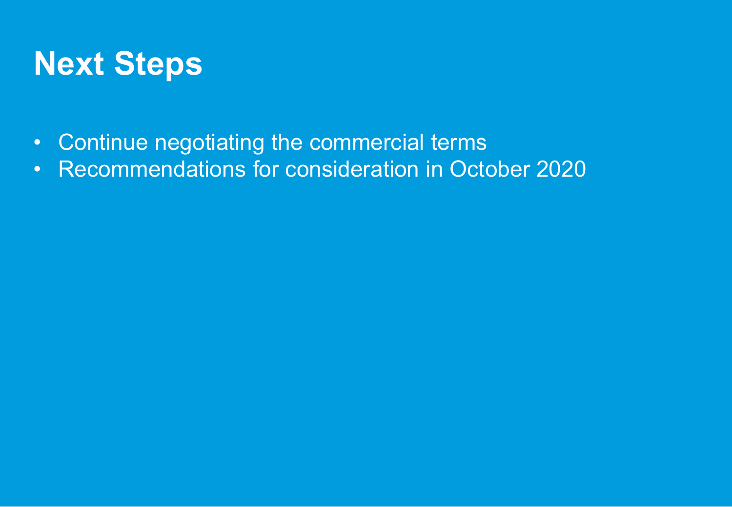# Next Steps

- Continue negotiating the commercial terms
- Recommendations for consideration in October 2020